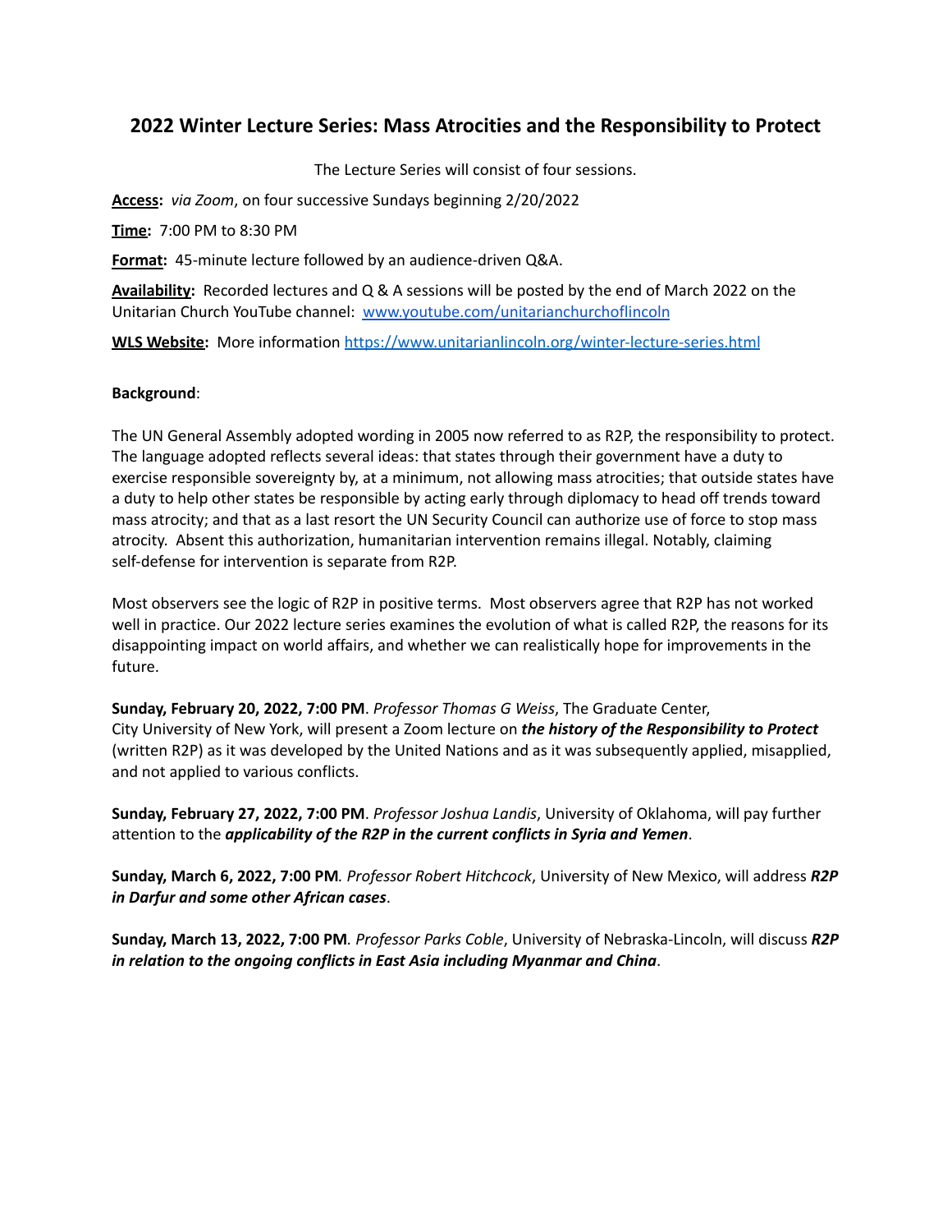## 2022 Winter Lecture Series: Mass Atrocities and the Responsibility to Protect

The Lecture Series will consist of four sessions.

**Access:** *via Zoom*, on four successive Sundays beginning 2/20/2022

**Time:** 7:00 PM to 8:30 PM

**Format:** 45-minute lecture followed by an audience-driven Q&A.

**Availability:** Recorded lectures and Q & A sessions will be posted by the end of March 2022 on the Unitarian Church YouTube channel: [www.youtube.com/unitarianchurchoflincoln](www.youtube.com/unitarianchurchoflincoln)

**WLS Website:** More information [https://www.unitarianlincoln.org/winter-lecture-series.html](https://www.unitarianlincoln.org/winter-lecture-series.html)

**Background**:

The UN General Assembly adopted wording in 2005 now referred to as R2P, the responsibility to protect. The language adopted reflects several ideas: that states through their government have a duty to exercise responsible sovereignty by, at a minimum, not allowing mass atrocities; that outside states have a duty to help other states be responsible by acting early through diplomacy to head off trends toward mass atrocity; and that as a last resort the UN Security Council can authorize use of force to stop mass atrocity. Absent this authorization, humanitarian intervention remains illegal. Notably, claiming self-defense for intervention is separate from R2P.

Most observers see the logic of R2P in positive terms. Most observers agree that R2P has not worked well in practice. Our 2022 lecture series examines the evolution of what is called R2P, the reasons for its disappointing impact on world affairs, and whether we can realistically hope for improvements in the future.

**Sunday, February 20, 2022, 7:00 PM**. *Professor Thomas G Weiss*, The Graduate Center, City University of New York, will present a Zoom lecture on ***the history of the Responsibility to Protect*** (written R2P) as it was developed by the United Nations and as it was subsequently applied, misapplied, and not applied to various conflicts.

**Sunday, February 27, 2022, 7:00 PM**. *Professor Joshua Landis*, University of Oklahoma, will pay further attention to the ***applicability of the R2P in the current conflicts in Syria and Yemen***.

**Sunday, March 6, 2022, 7:00 PM***. Professor Robert Hitchcock*, University of New Mexico, will address ***R2P in Darfur and some other African cases***.

**Sunday, March 13, 2022, 7:00 PM***. Professor Parks Coble*, University of Nebraska-Lincoln, will discuss ***R2P in relation to the ongoing conflicts in East Asia including Myanmar and China***.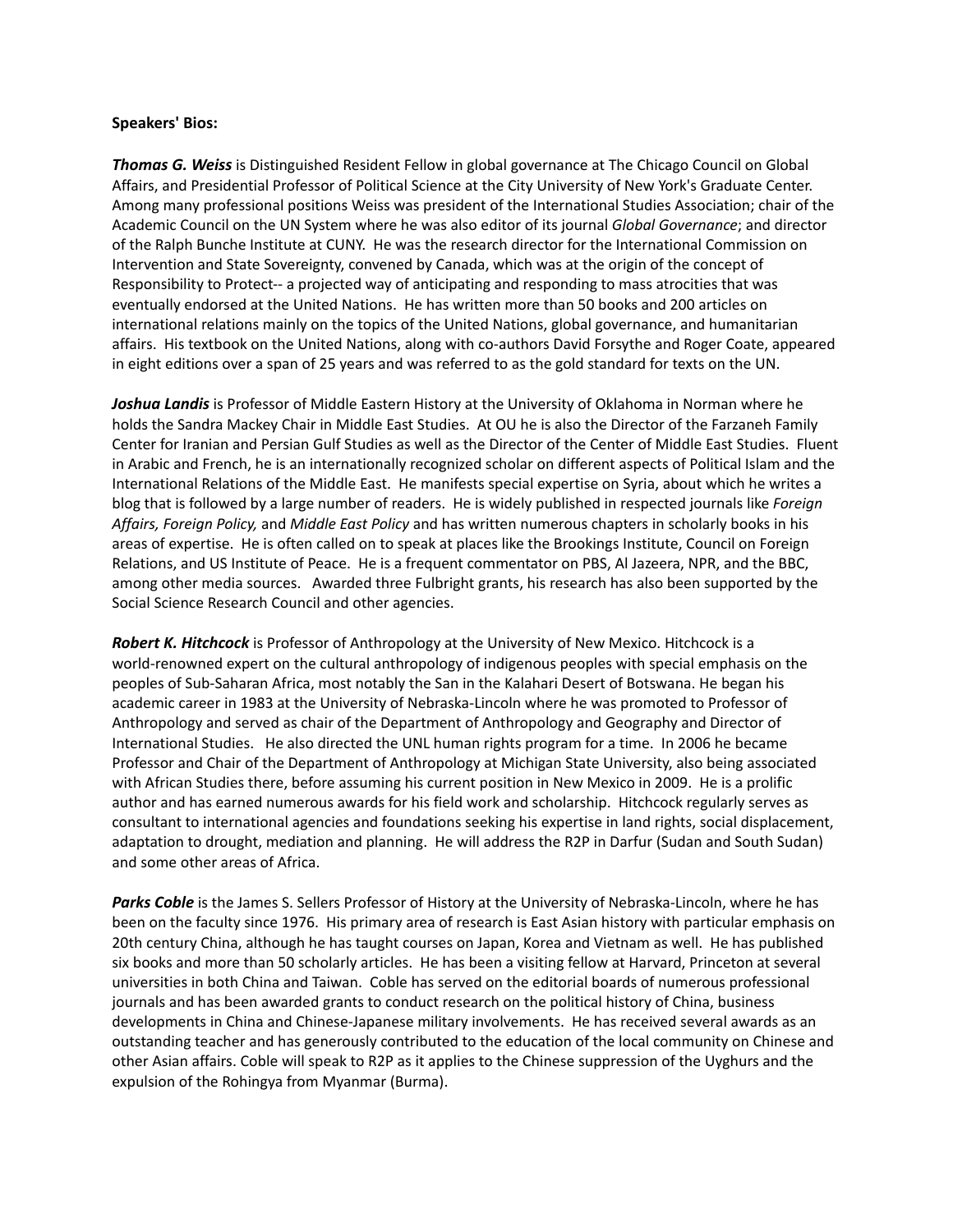**Speakers' Bios:**

***Thomas G. Weiss*** is Distinguished Resident Fellow in global governance at The Chicago Council on Global Affairs, and Presidential Professor of Political Science at the City University of New York's Graduate Center. Among many professional positions Weiss was president of the International Studies Association; chair of the Academic Council on the UN System where he was also editor of its journal *Global Governance*; and director of the Ralph Bunche Institute at CUNY. He was the research director for the International Commission on Intervention and State Sovereignty, convened by Canada, which was at the origin of the concept of Responsibility to Protect-- a projected way of anticipating and responding to mass atrocities that was eventually endorsed at the United Nations. He has written more than 50 books and 200 articles on international relations mainly on the topics of the United Nations, global governance, and humanitarian affairs. His textbook on the United Nations, along with co-authors David Forsythe and Roger Coate, appeared in eight editions over a span of 25 years and was referred to as the gold standard for texts on the UN.

***Joshua Landis*** is Professor of Middle Eastern History at the University of Oklahoma in Norman where he holds the Sandra Mackey Chair in Middle East Studies. At OU he is also the Director of the Farzaneh Family Center for Iranian and Persian Gulf Studies as well as the Director of the Center of Middle East Studies. Fluent in Arabic and French, he is an internationally recognized scholar on different aspects of Political Islam and the International Relations of the Middle East. He manifests special expertise on Syria, about which he writes a blog that is followed by a large number of readers. He is widely published in respected journals like *Foreign Affairs, Foreign Policy,* and *Middle East Policy* and has written numerous chapters in scholarly books in his areas of expertise. He is often called on to speak at places like the Brookings Institute, Council on Foreign Relations, and US Institute of Peace. He is a frequent commentator on PBS, Al Jazeera, NPR, and the BBC, among other media sources. Awarded three Fulbright grants, his research has also been supported by the Social Science Research Council and other agencies.

***Robert K. Hitchcock*** is Professor of Anthropology at the University of New Mexico. Hitchcock is a world-renowned expert on the cultural anthropology of indigenous peoples with special emphasis on the peoples of Sub-Saharan Africa, most notably the San in the Kalahari Desert of Botswana. He began his academic career in 1983 at the University of Nebraska-Lincoln where he was promoted to Professor of Anthropology and served as chair of the Department of Anthropology and Geography and Director of International Studies. He also directed the UNL human rights program for a time. In 2006 he became Professor and Chair of the Department of Anthropology at Michigan State University, also being associated with African Studies there, before assuming his current position in New Mexico in 2009. He is a prolific author and has earned numerous awards for his field work and scholarship. Hitchcock regularly serves as consultant to international agencies and foundations seeking his expertise in land rights, social displacement, adaptation to drought, mediation and planning. He will address the R2P in Darfur (Sudan and South Sudan) and some other areas of Africa.

***Parks Coble*** is the James S. Sellers Professor of History at the University of Nebraska-Lincoln, where he has been on the faculty since 1976. His primary area of research is East Asian history with particular emphasis on 20th century China, although he has taught courses on Japan, Korea and Vietnam as well. He has published six books and more than 50 scholarly articles. He has been a visiting fellow at Harvard, Princeton at several universities in both China and Taiwan. Coble has served on the editorial boards of numerous professional journals and has been awarded grants to conduct research on the political history of China, business developments in China and Chinese-Japanese military involvements. He has received several awards as an outstanding teacher and has generously contributed to the education of the local community on Chinese and other Asian affairs. Coble will speak to R2P as it applies to the Chinese suppression of the Uyghurs and the expulsion of the Rohingya from Myanmar (Burma).